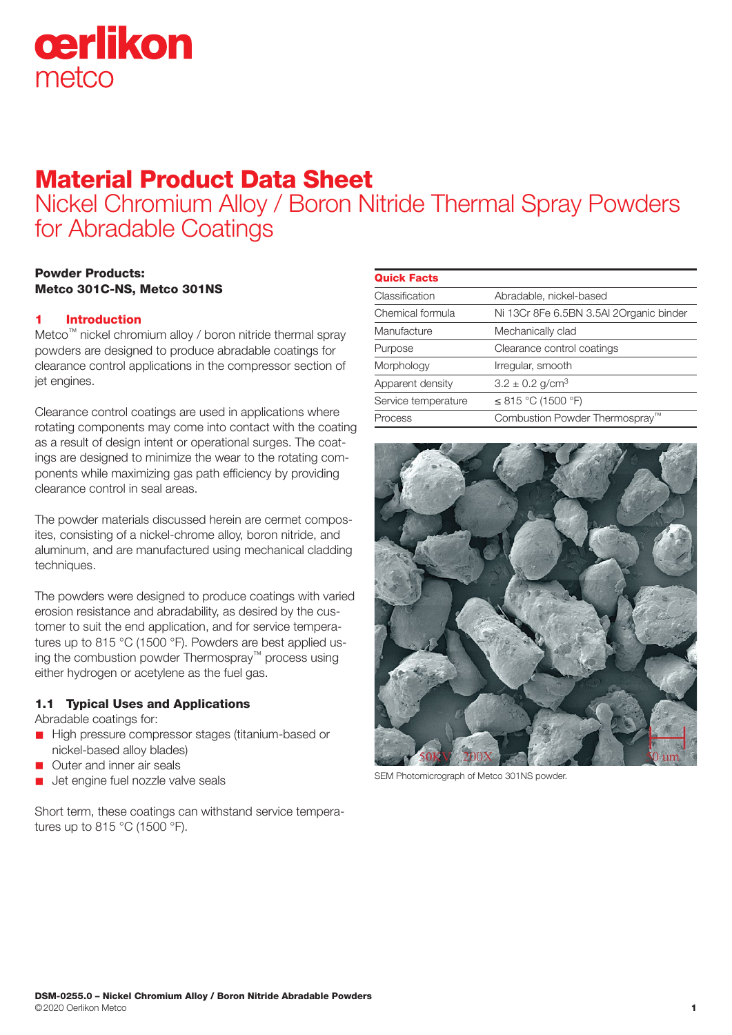# Material Product Data Sheet
## Nickel Chromium Alloy / Boron Nitride Thermal Spray Powders for Abradable Coatings

**Powder Products:**
**Metco 301C-NS, Metco 301NS**

## 1 Introduction

Metco™ nickel chromium alloy / boron nitride thermal spray powders are designed to produce abradable coatings for clearance control applications in the compressor section of jet engines.

Clearance control coatings are used in applications where rotating components may come into contact with the coating as a result of design intent or operational surges. The coatings are designed to minimize the wear to the rotating components while maximizing gas path efficiency by providing clearance control in seal areas.

The powder materials discussed herein are cermet composites, consisting of a nickel-chrome alloy, boron nitride, and aluminum, and are manufactured using mechanical cladding techniques.

The powders were designed to produce coatings with varied erosion resistance and abradability, as desired by the customer to suit the end application, and for service temperatures up to 815 °C (1500 °F). Powders are best applied using the combustion powder Thermospray™ process using either hydrogen or acetylene as the fuel gas.

### 1.1 Typical Uses and Applications

Abradable coatings for:

- High pressure compressor stages (titanium-based or nickel-based alloy blades)
- Outer and inner air seals
- Jet engine fuel nozzle valve seals

Short term, these coatings can withstand service temperatures up to 815 °C (1500 °F).

| Quick Facts | |
|---|---|
| Classification | Abradable, nickel-based |
| Chemical formula | Ni 13Cr 8Fe 6.5BN 3.5Al 2Organic binder |
| Manufacture | Mechanically clad |
| Purpose | Clearance control coatings |
| Morphology | Irregular, smooth |
| Apparent density | 3.2 ± 0.2 g/cm$^3$ |
| Service temperature | ≤ 815 °C (1500 °F) |
| Process | Combustion Powder Thermospray™ |

SEM Photomicrograph of Metco 301NS powder.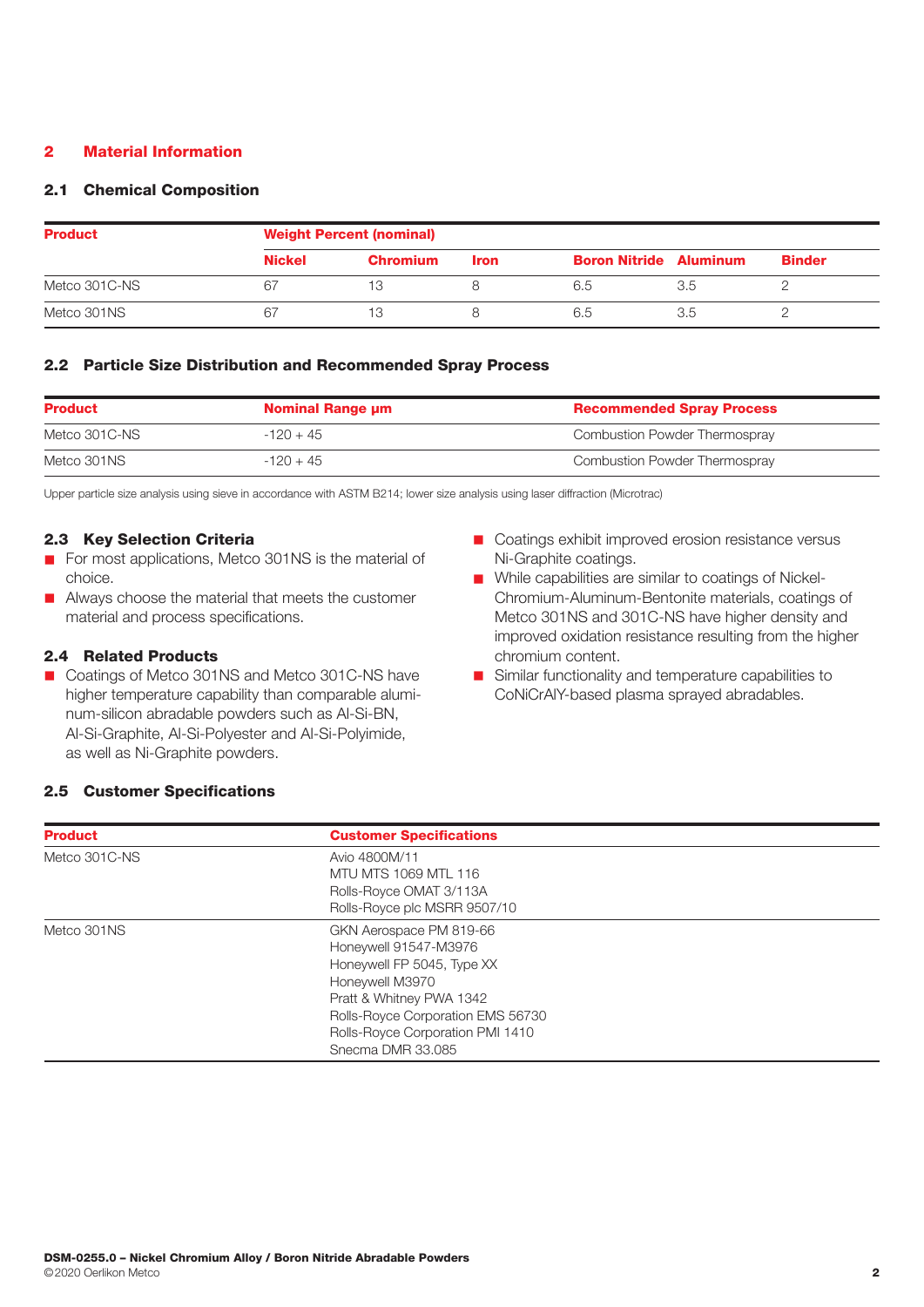## 2 Material Information

### 2.1 Chemical Composition

| Product | Weight Percent (nominal) | | | | | |
|---|---|---|---|---|---|---|
| | Nickel | Chromium | Iron | Boron Nitride | Aluminum | Binder |
| Metco 301C-NS | 67 | 13 | 8 | 6.5 | 3.5 | 2 |
| Metco 301NS | 67 | 13 | 8 | 6.5 | 3.5 | 2 |

### 2.2 Particle Size Distribution and Recommended Spray Process

| Product | Nominal Range µm | Recommended Spray Process |
|---|---|---|
| Metco 301C-NS | -120 + 45 | Combustion Powder Thermospray |
| Metco 301NS | -120 + 45 | Combustion Powder Thermospray |

Upper particle size analysis using sieve in accordance with ASTM B214; lower size analysis using laser diffraction (Microtrac)

### 2.3 Key Selection Criteria

- For most applications, Metco 301NS is the material of choice.
- Always choose the material that meets the customer material and process specifications.

### 2.4 Related Products

- Coatings of Metco 301NS and Metco 301C-NS have higher temperature capability than comparable aluminum-silicon abradable powders such as Al-Si-BN, Al-Si-Graphite, Al-Si-Polyester and Al-Si-Polyimide, as well as Ni-Graphite powders.
- Coatings exhibit improved erosion resistance versus Ni-Graphite coatings.
- While capabilities are similar to coatings of Nickel-Chromium-Aluminum-Bentonite materials, coatings of Metco 301NS and 301C-NS have higher density and improved oxidation resistance resulting from the higher chromium content.
- Similar functionality and temperature capabilities to CoNiCrAlY-based plasma sprayed abradables.

### 2.5 Customer Specifications

| Product | Customer Specifications |
|---|---|
| Metco 301C-NS | Avio 4800M/11<br>MTU MTS 1069 MTL 116<br>Rolls-Royce OMAT 3/113A<br>Rolls-Royce plc MSRR 9507/10 |
| Metco 301NS | GKN Aerospace PM 819-66<br>Honeywell 91547-M3976<br>Honeywell FP 5045, Type XX<br>Honeywell M3970<br>Pratt & Whitney PWA 1342<br>Rolls-Royce Corporation EMS 56730<br>Rolls-Royce Corporation PMI 1410<br>Snecma DMR 33.085 |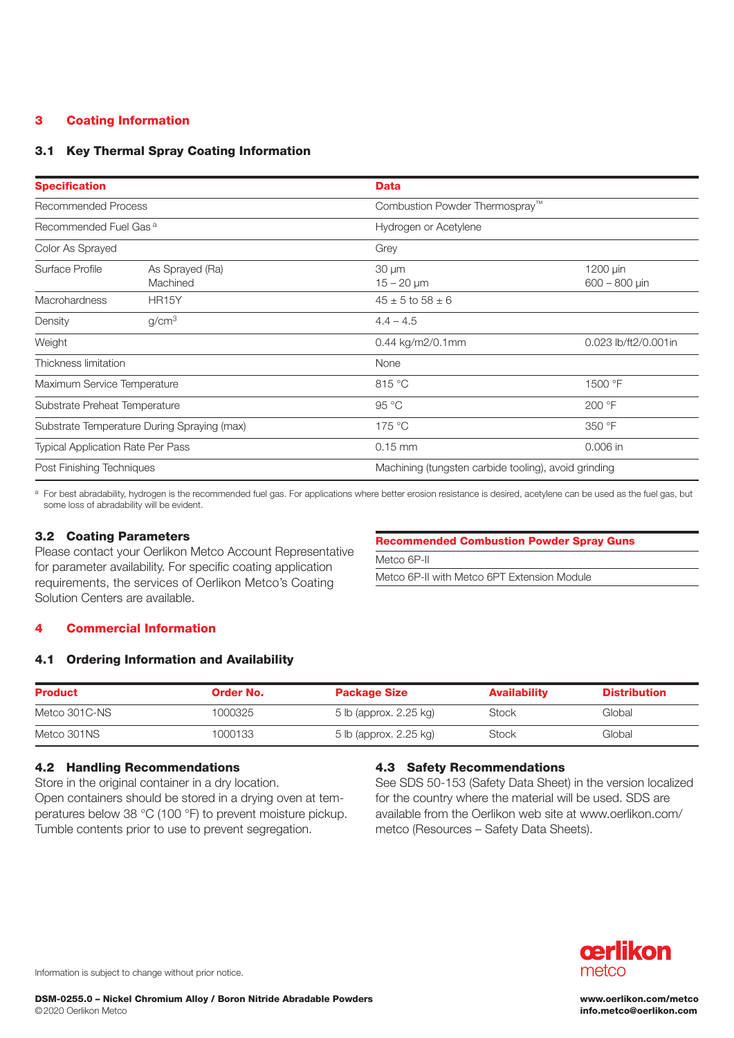## 3 Coating Information

### 3.1 Key Thermal Spray Coating Information

| Specification | | Data | |
|---|---|---|---|
| Recommended Process | | Combustion Powder Thermospray™ | |
| Recommended Fuel Gas [a] | | Hydrogen or Acetylene | |
| Color As Sprayed | | Grey | |
| Surface Profile | As Sprayed (Ra)<br>Machined | 30 µm<br>15 – 20 µm | 1200 µin<br>600 – 800 µin |
| Macrohardness | HR15Y | 45 ± 5 to 58 ± 6 | |
| Density | g/cm³ | 4.4 – 4.5 | |
| Weight | | 0.44 kg/m2/0.1mm | 0.023 lb/ft2/0.001in |
| Thickness limitation | | None | |
| Maximum Service Temperature | | 815 °C | 1500 °F |
| Substrate Preheat Temperature | | 95 °C | 200 °F |
| Substrate Temperature During Spraying (max) | | 175 °C | 350 °F |
| Typical Application Rate Per Pass | | 0.15 mm | 0.006 in |
| Post Finishing Techniques | | Machining (tungsten carbide tooling), avoid grinding | |

[a] For best abradability, hydrogen is the recommended fuel gas. For applications where better erosion resistance is desired, acetylene can be used as the fuel gas, but some loss of abradability will be evident.

### 3.2 Coating Parameters

Please contact your Oerlikon Metco Account Representative for parameter availability. For specific coating application requirements, the services of Oerlikon Metco's Coating Solution Centers are available.

| Recommended Combustion Powder Spray Guns |
|---|
| Metco 6P-II |
| Metco 6P-II with Metco 6PT Extension Module |

## 4 Commercial Information

### 4.1 Ordering Information and Availability

| Product | Order No. | Package Size | Availability | Distribution |
|---|---|---|---|---|
| Metco 301C-NS | 1000325 | 5 lb (approx. 2.25 kg) | Stock | Global |
| Metco 301NS | 1000133 | 5 lb (approx. 2.25 kg) | Stock | Global |

### 4.2 Handling Recommendations

Store in the original container in a dry location.
Open containers should be stored in a drying oven at temperatures below 38 °C (100 °F) to prevent moisture pickup.
Tumble contents prior to use to prevent segregation.

### 4.3 Safety Recommendations

See SDS 50-153 (Safety Data Sheet) in the version localized for the country where the material will be used. SDS are available from the Oerlikon web site at www.oerlikon.com/metco (Resources – Safety Data Sheets).

Information is subject to change without prior notice.

**DSM-0255.0 – Nickel Chromium Alloy / Boron Nitride Abradable Powders**
©2020 Oerlikon Metco

**www.oerlikon.com/metco**
**info.metco@oerlikon.com**